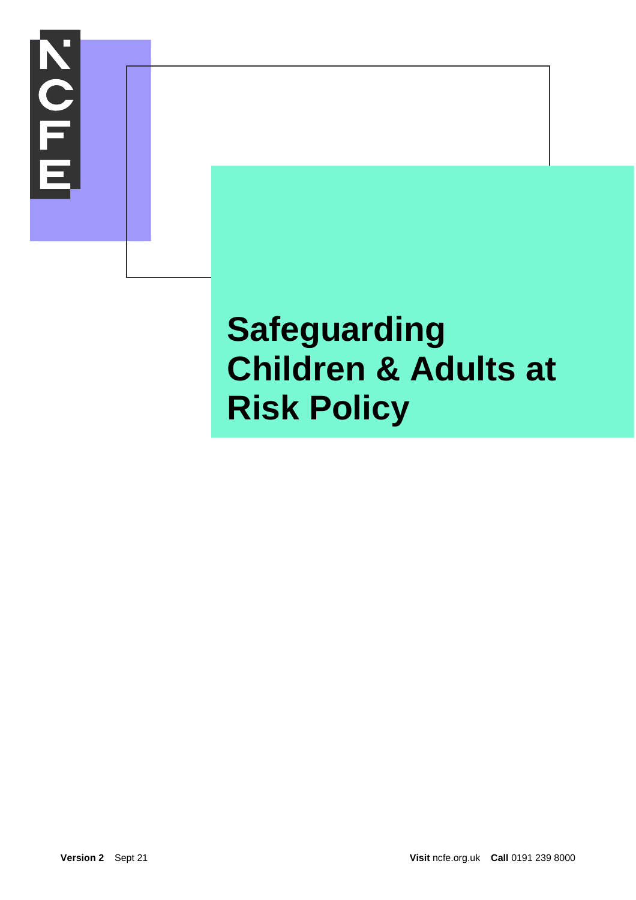# Safeguarding Children & Adults at Risk Policy

**Version 2** Sept 21

**Visit** ncfe.org.uk **Call** 0191 239 8000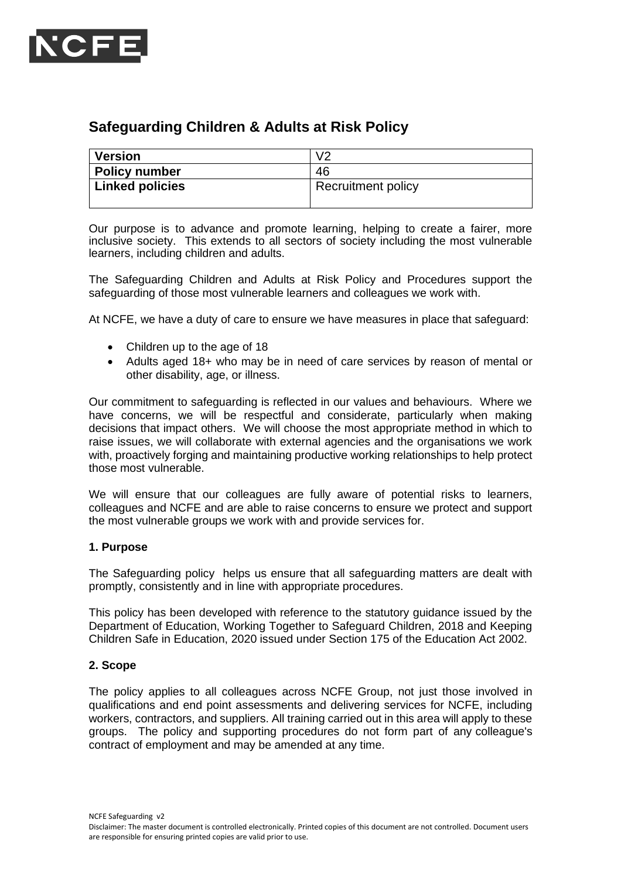# Safeguarding Children & Adults at Risk Policy

| Version | V2 |
|---|---|
| Policy number | 46 |
| Linked policies | Recruitment policy |

Our purpose is to advance and promote learning, helping to create a fairer, more inclusive society. This extends to all sectors of society including the most vulnerable learners, including children and adults.

The Safeguarding Children and Adults at Risk Policy and Procedures support the safeguarding of those most vulnerable learners and colleagues we work with.

At NCFE, we have a duty of care to ensure we have measures in place that safeguard:

- Children up to the age of 18
- Adults aged 18+ who may be in need of care services by reason of mental or other disability, age, or illness.

Our commitment to safeguarding is reflected in our values and behaviours. Where we have concerns, we will be respectful and considerate, particularly when making decisions that impact others. We will choose the most appropriate method in which to raise issues, we will collaborate with external agencies and the organisations we work with, proactively forging and maintaining productive working relationships to help protect those most vulnerable.

We will ensure that our colleagues are fully aware of potential risks to learners, colleagues and NCFE and are able to raise concerns to ensure we protect and support the most vulnerable groups we work with and provide services for.

### 1. Purpose

The Safeguarding policy helps us ensure that all safeguarding matters are dealt with promptly, consistently and in line with appropriate procedures.

This policy has been developed with reference to the statutory guidance issued by the Department of Education, Working Together to Safeguard Children, 2018 and Keeping Children Safe in Education, 2020 issued under Section 175 of the Education Act 2002.

### 2. Scope

The policy applies to all colleagues across NCFE Group, not just those involved in qualifications and end point assessments and delivering services for NCFE, including workers, contractors, and suppliers. All training carried out in this area will apply to these groups. The policy and supporting procedures do not form part of any colleague's contract of employment and may be amended at any time.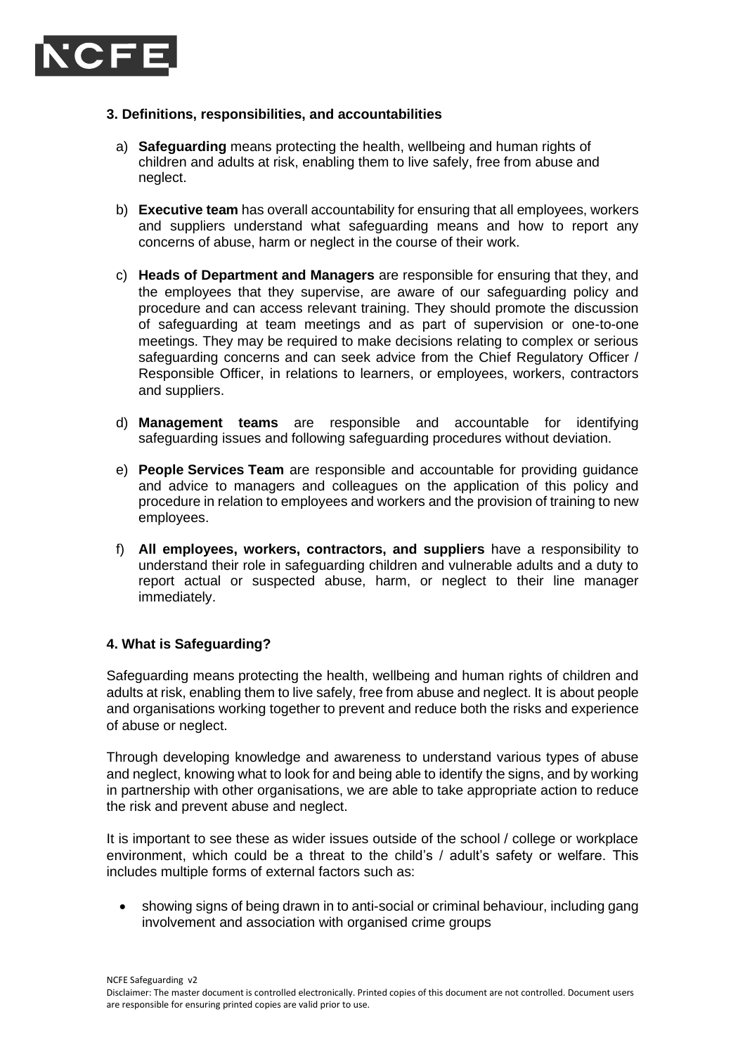### 3. Definitions, responsibilities, and accountabilities

a) **Safeguarding** means protecting the health, wellbeing and human rights of children and adults at risk, enabling them to live safely, free from abuse and neglect.

b) **Executive team** has overall accountability for ensuring that all employees, workers and suppliers understand what safeguarding means and how to report any concerns of abuse, harm or neglect in the course of their work.

c) **Heads of Department and Managers** are responsible for ensuring that they, and the employees that they supervise, are aware of our safeguarding policy and procedure and can access relevant training. They should promote the discussion of safeguarding at team meetings and as part of supervision or one-to-one meetings. They may be required to make decisions relating to complex or serious safeguarding concerns and can seek advice from the Chief Regulatory Officer / Responsible Officer, in relations to learners, or employees, workers, contractors and suppliers.

d) **Management teams** are responsible and accountable for identifying safeguarding issues and following safeguarding procedures without deviation.

e) **People Services Team** are responsible and accountable for providing guidance and advice to managers and colleagues on the application of this policy and procedure in relation to employees and workers and the provision of training to new employees.

f) **All employees, workers, contractors, and suppliers** have a responsibility to understand their role in safeguarding children and vulnerable adults and a duty to report actual or suspected abuse, harm, or neglect to their line manager immediately.

### 4. What is Safeguarding?

Safeguarding means protecting the health, wellbeing and human rights of children and adults at risk, enabling them to live safely, free from abuse and neglect. It is about people and organisations working together to prevent and reduce both the risks and experience of abuse or neglect.

Through developing knowledge and awareness to understand various types of abuse and neglect, knowing what to look for and being able to identify the signs, and by working in partnership with other organisations, we are able to take appropriate action to reduce the risk and prevent abuse and neglect.

It is important to see these as wider issues outside of the school / college or workplace environment, which could be a threat to the child's / adult's safety or welfare. This includes multiple forms of external factors such as:

- showing signs of being drawn in to anti-social or criminal behaviour, including gang involvement and association with organised crime groups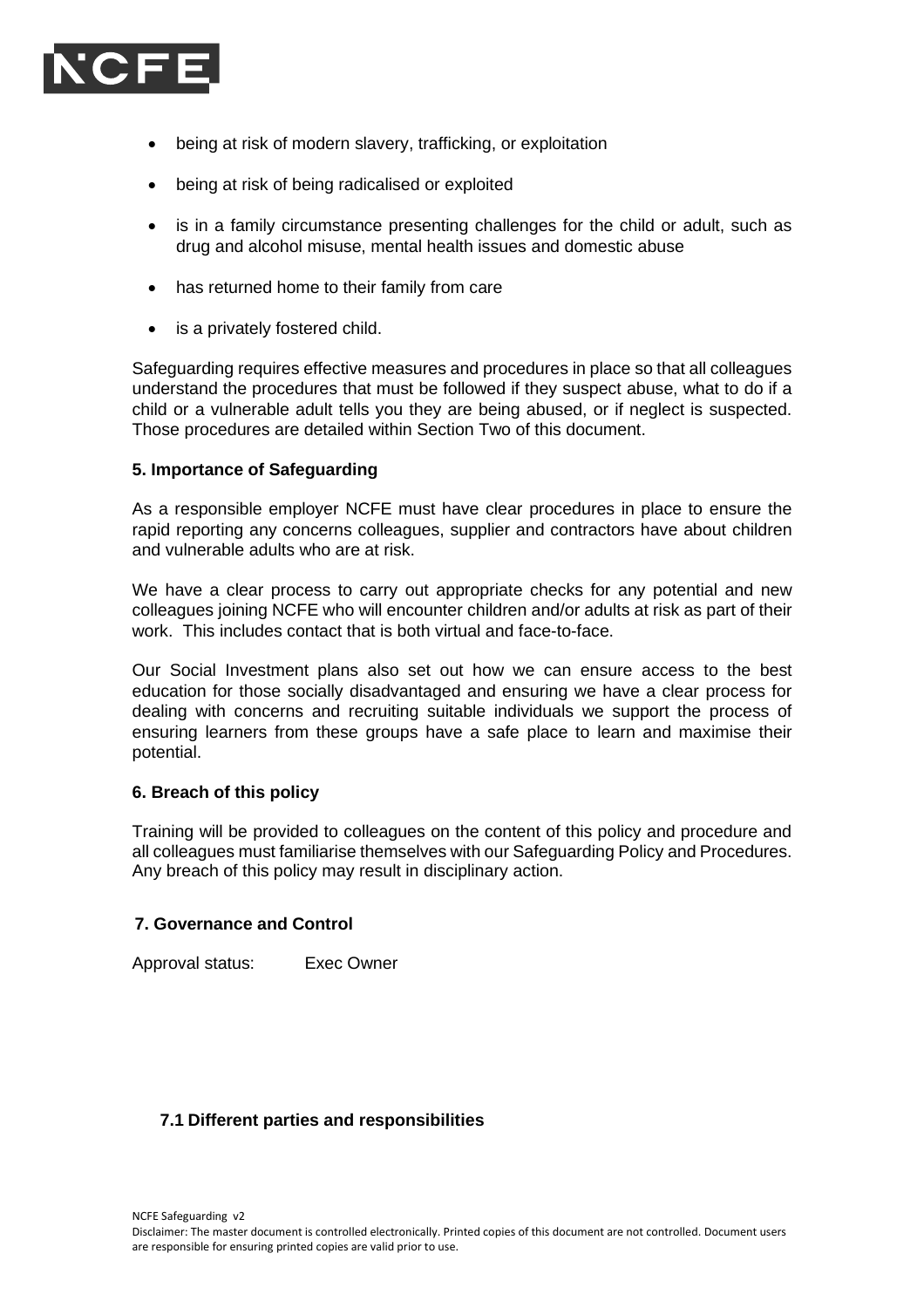- being at risk of modern slavery, trafficking, or exploitation
- being at risk of being radicalised or exploited
- is in a family circumstance presenting challenges for the child or adult, such as drug and alcohol misuse, mental health issues and domestic abuse
- has returned home to their family from care
- is a privately fostered child.

Safeguarding requires effective measures and procedures in place so that all colleagues understand the procedures that must be followed if they suspect abuse, what to do if a child or a vulnerable adult tells you they are being abused, or if neglect is suspected. Those procedures are detailed within Section Two of this document.

### 5. Importance of Safeguarding

As a responsible employer NCFE must have clear procedures in place to ensure the rapid reporting any concerns colleagues, supplier and contractors have about children and vulnerable adults who are at risk.

We have a clear process to carry out appropriate checks for any potential and new colleagues joining NCFE who will encounter children and/or adults at risk as part of their work. This includes contact that is both virtual and face-to-face.

Our Social Investment plans also set out how we can ensure access to the best education for those socially disadvantaged and ensuring we have a clear process for dealing with concerns and recruiting suitable individuals we support the process of ensuring learners from these groups have a safe place to learn and maximise their potential.

### 6. Breach of this policy

Training will be provided to colleagues on the content of this policy and procedure and all colleagues must familiarise themselves with our Safeguarding Policy and Procedures. Any breach of this policy may result in disciplinary action.

### 7. Governance and Control

Approval status: Exec Owner

#### 7.1 Different parties and responsibilities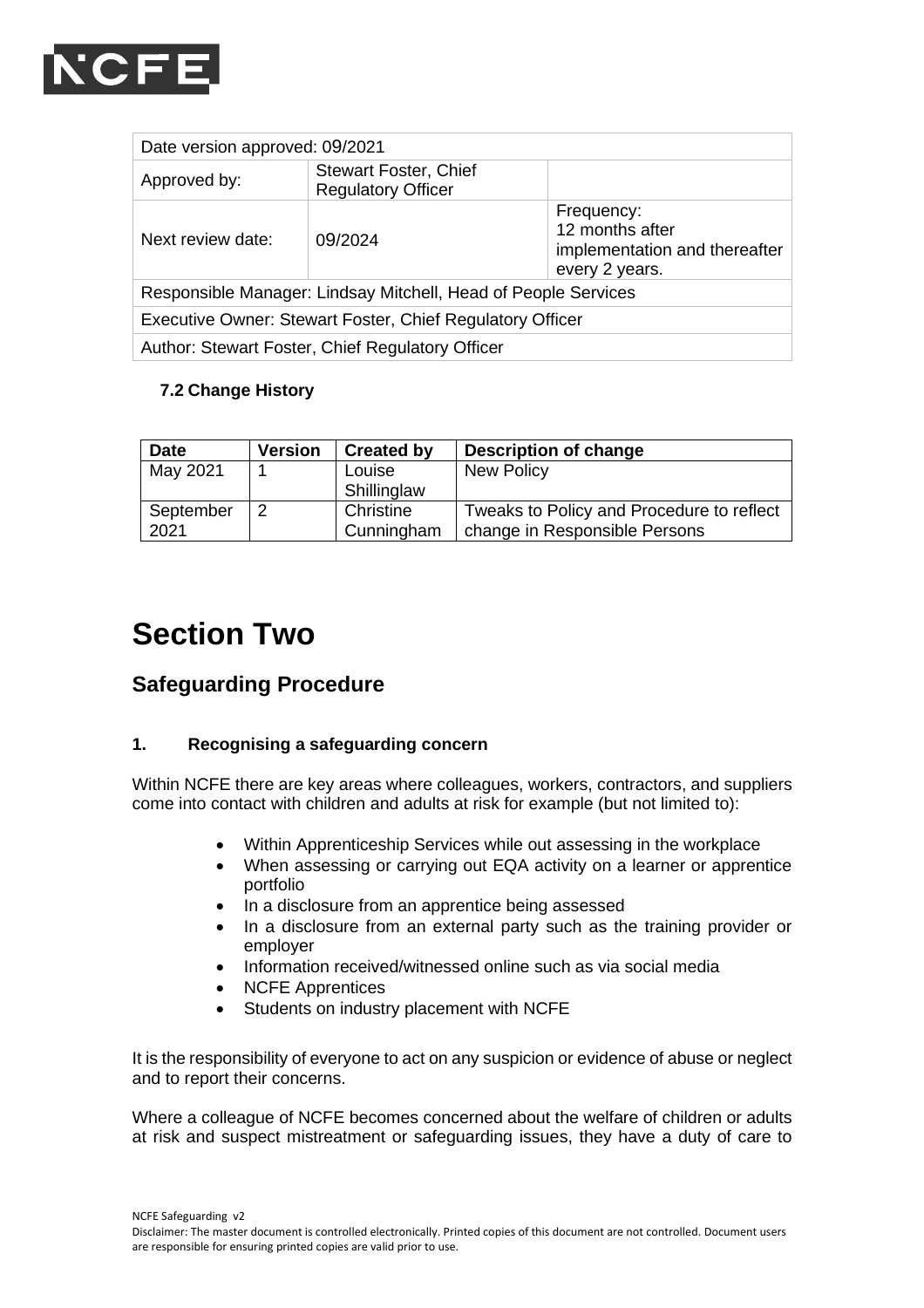| Date version approved: 09/2021 | | |
|---|---|---|
| Approved by: | Stewart Foster, Chief Regulatory Officer | |
| Next review date: | 09/2024 | Frequency: 12 months after implementation and thereafter every 2 years. |
| Responsible Manager: Lindsay Mitchell, Head of People Services | | |
| Executive Owner: Stewart Foster, Chief Regulatory Officer | | |
| Author: Stewart Foster, Chief Regulatory Officer | | |

### 7.2 Change History

| Date | Version | Created by | Description of change |
|---|---|---|---|
| May 2021 | 1 | Louise Shillinglaw | New Policy |
| September 2021 | 2 | Christine Cunningham | Tweaks to Policy and Procedure to reflect change in Responsible Persons |

# Section Two

## Safeguarding Procedure

### 1. Recognising a safeguarding concern

Within NCFE there are key areas where colleagues, workers, contractors, and suppliers come into contact with children and adults at risk for example (but not limited to):

- Within Apprenticeship Services while out assessing in the workplace
- When assessing or carrying out EQA activity on a learner or apprentice portfolio
- In a disclosure from an apprentice being assessed
- In a disclosure from an external party such as the training provider or employer
- Information received/witnessed online such as via social media
- NCFE Apprentices
- Students on industry placement with NCFE

It is the responsibility of everyone to act on any suspicion or evidence of abuse or neglect and to report their concerns.

Where a colleague of NCFE becomes concerned about the welfare of children or adults at risk and suspect mistreatment or safeguarding issues, they have a duty of care to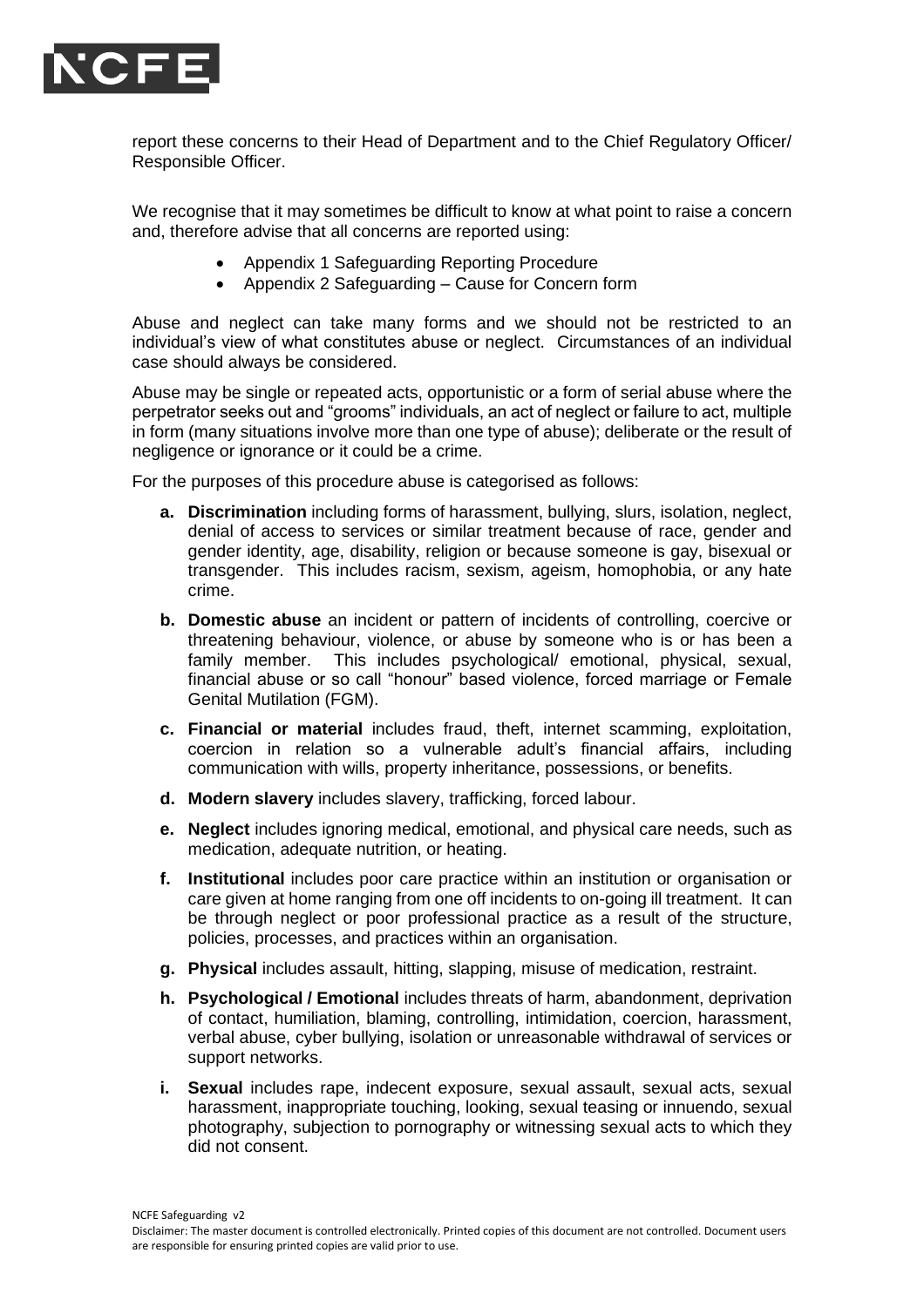report these concerns to their Head of Department and to the Chief Regulatory Officer/ Responsible Officer.

We recognise that it may sometimes be difficult to know at what point to raise a concern and, therefore advise that all concerns are reported using:

- Appendix 1 Safeguarding Reporting Procedure
- Appendix 2 Safeguarding – Cause for Concern form

Abuse and neglect can take many forms and we should not be restricted to an individual's view of what constitutes abuse or neglect. Circumstances of an individual case should always be considered.

Abuse may be single or repeated acts, opportunistic or a form of serial abuse where the perpetrator seeks out and "grooms" individuals, an act of neglect or failure to act, multiple in form (many situations involve more than one type of abuse); deliberate or the result of negligence or ignorance or it could be a crime.

For the purposes of this procedure abuse is categorised as follows:

a. **Discrimination** including forms of harassment, bullying, slurs, isolation, neglect, denial of access to services or similar treatment because of race, gender and gender identity, age, disability, religion or because someone is gay, bisexual or transgender. This includes racism, sexism, ageism, homophobia, or any hate crime.

b. **Domestic abuse** an incident or pattern of incidents of controlling, coercive or threatening behaviour, violence, or abuse by someone who is or has been a family member. This includes psychological/ emotional, physical, sexual, financial abuse or so call "honour" based violence, forced marriage or Female Genital Mutilation (FGM).

c. **Financial or material** includes fraud, theft, internet scamming, exploitation, coercion in relation so a vulnerable adult's financial affairs, including communication with wills, property inheritance, possessions, or benefits.

d. **Modern slavery** includes slavery, trafficking, forced labour.

e. **Neglect** includes ignoring medical, emotional, and physical care needs, such as medication, adequate nutrition, or heating.

f. **Institutional** includes poor care practice within an institution or organisation or care given at home ranging from one off incidents to on-going ill treatment. It can be through neglect or poor professional practice as a result of the structure, policies, processes, and practices within an organisation.

g. **Physical** includes assault, hitting, slapping, misuse of medication, restraint.

h. **Psychological / Emotional** includes threats of harm, abandonment, deprivation of contact, humiliation, blaming, controlling, intimidation, coercion, harassment, verbal abuse, cyber bullying, isolation or unreasonable withdrawal of services or support networks.

i. **Sexual** includes rape, indecent exposure, sexual assault, sexual acts, sexual harassment, inappropriate touching, looking, sexual teasing or innuendo, sexual photography, subjection to pornography or witnessing sexual acts to which they did not consent.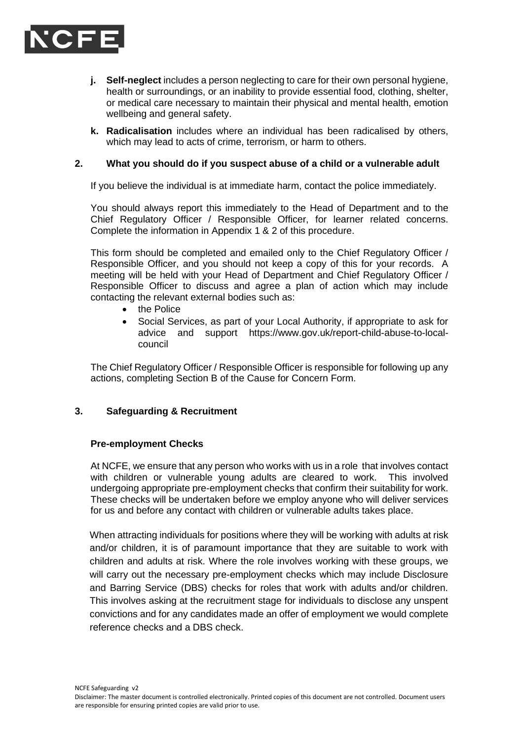- **j. Self-neglect** includes a person neglecting to care for their own personal hygiene, health or surroundings, or an inability to provide essential food, clothing, shelter, or medical care necessary to maintain their physical and mental health, emotion wellbeing and general safety.
- **k. Radicalisation** includes where an individual has been radicalised by others, which may lead to acts of crime, terrorism, or harm to others.

## 2. What you should do if you suspect abuse of a child or a vulnerable adult

If you believe the individual is at immediate harm, contact the police immediately.

You should always report this immediately to the Head of Department and to the Chief Regulatory Officer / Responsible Officer, for learner related concerns. Complete the information in Appendix 1 & 2 of this procedure.

This form should be completed and emailed only to the Chief Regulatory Officer / Responsible Officer, and you should not keep a copy of this for your records. A meeting will be held with your Head of Department and Chief Regulatory Officer / Responsible Officer to discuss and agree a plan of action which may include contacting the relevant external bodies such as:

- the Police
- Social Services, as part of your Local Authority, if appropriate to ask for advice and support https://www.gov.uk/report-child-abuse-to-local-council

The Chief Regulatory Officer / Responsible Officer is responsible for following up any actions, completing Section B of the Cause for Concern Form.

## 3. Safeguarding & Recruitment

### Pre-employment Checks

At NCFE, we ensure that any person who works with us in a role that involves contact with children or vulnerable young adults are cleared to work. This involved undergoing appropriate pre-employment checks that confirm their suitability for work. These checks will be undertaken before we employ anyone who will deliver services for us and before any contact with children or vulnerable adults takes place.

When attracting individuals for positions where they will be working with adults at risk and/or children, it is of paramount importance that they are suitable to work with children and adults at risk. Where the role involves working with these groups, we will carry out the necessary pre-employment checks which may include Disclosure and Barring Service (DBS) checks for roles that work with adults and/or children. This involves asking at the recruitment stage for individuals to disclose any unspent convictions and for any candidates made an offer of employment we would complete reference checks and a DBS check.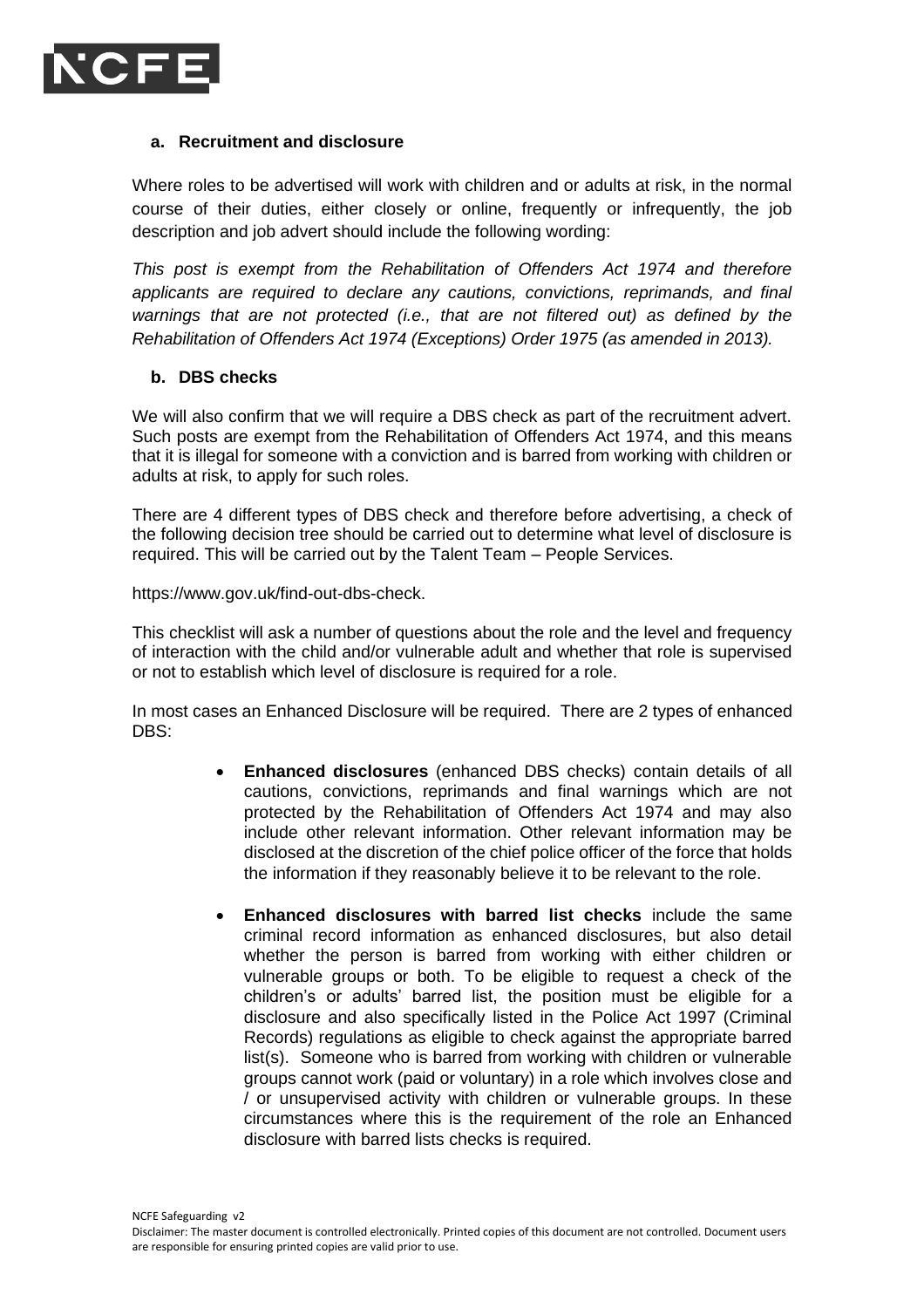### a. Recruitment and disclosure

Where roles to be advertised will work with children and or adults at risk, in the normal course of their duties, either closely or online, frequently or infrequently, the job description and job advert should include the following wording:

*This post is exempt from the Rehabilitation of Offenders Act 1974 and therefore applicants are required to declare any cautions, convictions, reprimands, and final warnings that are not protected (i.e., that are not filtered out) as defined by the Rehabilitation of Offenders Act 1974 (Exceptions) Order 1975 (as amended in 2013).*

### b. DBS checks

We will also confirm that we will require a DBS check as part of the recruitment advert. Such posts are exempt from the Rehabilitation of Offenders Act 1974, and this means that it is illegal for someone with a conviction and is barred from working with children or adults at risk, to apply for such roles.

There are 4 different types of DBS check and therefore before advertising, a check of the following decision tree should be carried out to determine what level of disclosure is required. This will be carried out by the Talent Team – People Services.

https://www.gov.uk/find-out-dbs-check.

This checklist will ask a number of questions about the role and the level and frequency of interaction with the child and/or vulnerable adult and whether that role is supervised or not to establish which level of disclosure is required for a role.

In most cases an Enhanced Disclosure will be required. There are 2 types of enhanced DBS:

- **Enhanced disclosures** (enhanced DBS checks) contain details of all cautions, convictions, reprimands and final warnings which are not protected by the Rehabilitation of Offenders Act 1974 and may also include other relevant information. Other relevant information may be disclosed at the discretion of the chief police officer of the force that holds the information if they reasonably believe it to be relevant to the role.
- **Enhanced disclosures with barred list checks** include the same criminal record information as enhanced disclosures, but also detail whether the person is barred from working with either children or vulnerable groups or both. To be eligible to request a check of the children's or adults' barred list, the position must be eligible for a disclosure and also specifically listed in the Police Act 1997 (Criminal Records) regulations as eligible to check against the appropriate barred list(s). Someone who is barred from working with children or vulnerable groups cannot work (paid or voluntary) in a role which involves close and / or unsupervised activity with children or vulnerable groups. In these circumstances where this is the requirement of the role an Enhanced disclosure with barred lists checks is required.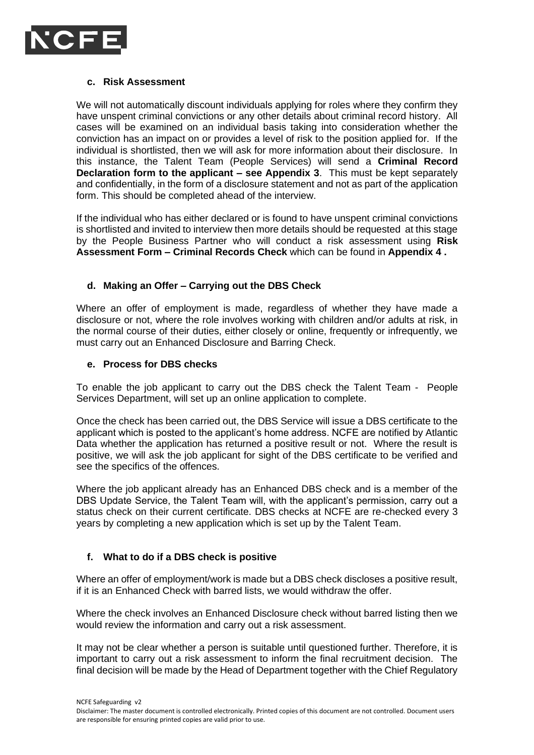### c. Risk Assessment

We will not automatically discount individuals applying for roles where they confirm they have unspent criminal convictions or any other details about criminal record history. All cases will be examined on an individual basis taking into consideration whether the conviction has an impact on or provides a level of risk to the position applied for. If the individual is shortlisted, then we will ask for more information about their disclosure. In this instance, the Talent Team (People Services) will send a **Criminal Record Declaration form to the applicant – see Appendix 3**. This must be kept separately and confidentially, in the form of a disclosure statement and not as part of the application form. This should be completed ahead of the interview.

If the individual who has either declared or is found to have unspent criminal convictions is shortlisted and invited to interview then more details should be requested at this stage by the People Business Partner who will conduct a risk assessment using **Risk Assessment Form – Criminal Records Check** which can be found in **Appendix 4 .**

### d. Making an Offer – Carrying out the DBS Check

Where an offer of employment is made, regardless of whether they have made a disclosure or not, where the role involves working with children and/or adults at risk, in the normal course of their duties, either closely or online, frequently or infrequently, we must carry out an Enhanced Disclosure and Barring Check.

### e. Process for DBS checks

To enable the job applicant to carry out the DBS check the Talent Team - People Services Department, will set up an online application to complete.

Once the check has been carried out, the DBS Service will issue a DBS certificate to the applicant which is posted to the applicant's home address. NCFE are notified by Atlantic Data whether the application has returned a positive result or not. Where the result is positive, we will ask the job applicant for sight of the DBS certificate to be verified and see the specifics of the offences.

Where the job applicant already has an Enhanced DBS check and is a member of the DBS Update Service, the Talent Team will, with the applicant's permission, carry out a status check on their current certificate. DBS checks at NCFE are re-checked every 3 years by completing a new application which is set up by the Talent Team.

### f. What to do if a DBS check is positive

Where an offer of employment/work is made but a DBS check discloses a positive result, if it is an Enhanced Check with barred lists, we would withdraw the offer.

Where the check involves an Enhanced Disclosure check without barred listing then we would review the information and carry out a risk assessment.

It may not be clear whether a person is suitable until questioned further. Therefore, it is important to carry out a risk assessment to inform the final recruitment decision. The final decision will be made by the Head of Department together with the Chief Regulatory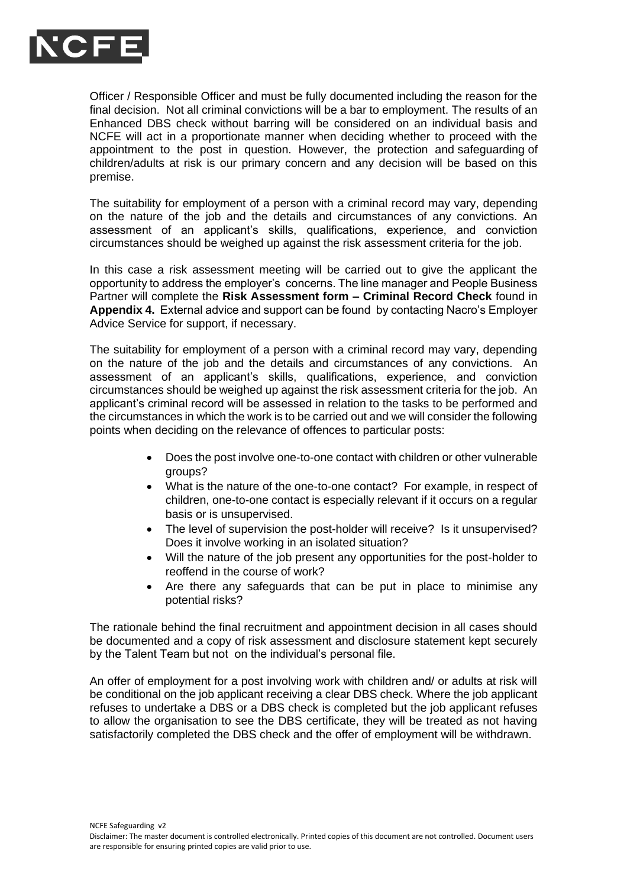Officer / Responsible Officer and must be fully documented including the reason for the final decision. Not all criminal convictions will be a bar to employment. The results of an Enhanced DBS check without barring will be considered on an individual basis and NCFE will act in a proportionate manner when deciding whether to proceed with the appointment to the post in question. However, the protection and safeguarding of children/adults at risk is our primary concern and any decision will be based on this premise.

The suitability for employment of a person with a criminal record may vary, depending on the nature of the job and the details and circumstances of any convictions. An assessment of an applicant's skills, qualifications, experience, and conviction circumstances should be weighed up against the risk assessment criteria for the job.

In this case a risk assessment meeting will be carried out to give the applicant the opportunity to address the employer's concerns. The line manager and People Business Partner will complete the **Risk Assessment form – Criminal Record Check** found in **Appendix 4.** External advice and support can be found by contacting Nacro's Employer Advice Service for support, if necessary.

The suitability for employment of a person with a criminal record may vary, depending on the nature of the job and the details and circumstances of any convictions. An assessment of an applicant's skills, qualifications, experience, and conviction circumstances should be weighed up against the risk assessment criteria for the job. An applicant's criminal record will be assessed in relation to the tasks to be performed and the circumstances in which the work is to be carried out and we will consider the following points when deciding on the relevance of offences to particular posts:

- Does the post involve one-to-one contact with children or other vulnerable groups?
- What is the nature of the one-to-one contact? For example, in respect of children, one-to-one contact is especially relevant if it occurs on a regular basis or is unsupervised.
- The level of supervision the post-holder will receive? Is it unsupervised? Does it involve working in an isolated situation?
- Will the nature of the job present any opportunities for the post-holder to reoffend in the course of work?
- Are there any safeguards that can be put in place to minimise any potential risks?

The rationale behind the final recruitment and appointment decision in all cases should be documented and a copy of risk assessment and disclosure statement kept securely by the Talent Team but not on the individual's personal file.

An offer of employment for a post involving work with children and/ or adults at risk will be conditional on the job applicant receiving a clear DBS check. Where the job applicant refuses to undertake a DBS or a DBS check is completed but the job applicant refuses to allow the organisation to see the DBS certificate, they will be treated as not having satisfactorily completed the DBS check and the offer of employment will be withdrawn.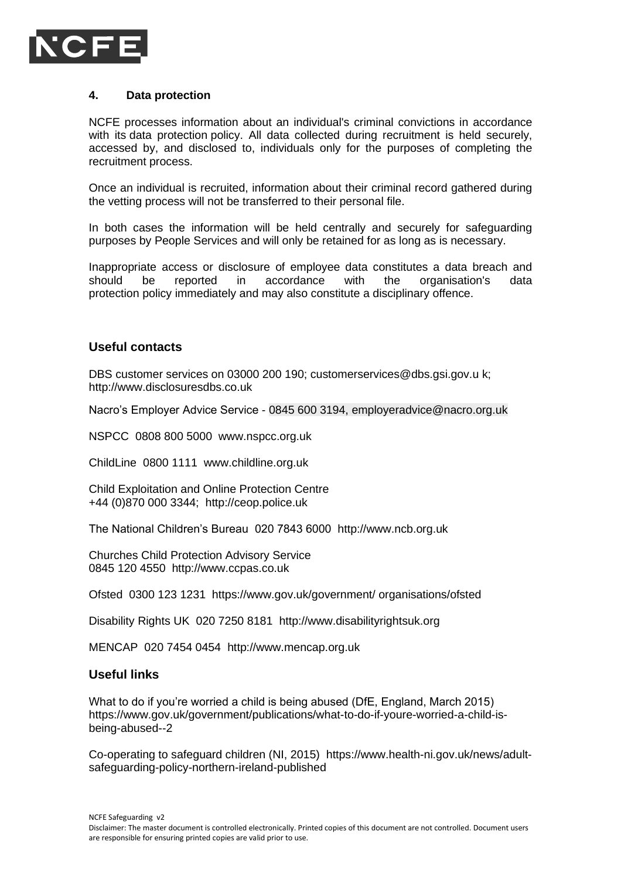### 4. Data protection

NCFE processes information about an individual's criminal convictions in accordance with its data protection policy. All data collected during recruitment is held securely, accessed by, and disclosed to, individuals only for the purposes of completing the recruitment process.

Once an individual is recruited, information about their criminal record gathered during the vetting process will not be transferred to their personal file.

In both cases the information will be held centrally and securely for safeguarding purposes by People Services and will only be retained for as long as is necessary.

Inappropriate access or disclosure of employee data constitutes a data breach and should be reported in accordance with the organisation's data protection policy immediately and may also constitute a disciplinary offence.

## Useful contacts

DBS customer services on 03000 200 190; customerservices@dbs.gsi.gov.u k; http://www.disclosuresdbs.co.uk

Nacro's Employer Advice Service - 0845 600 3194, employeradvice@nacro.org.uk

NSPCC 0808 800 5000 www.nspcc.org.uk

ChildLine 0800 1111 www.childline.org.uk

Child Exploitation and Online Protection Centre
+44 (0)870 000 3344; http://ceop.police.uk

The National Children's Bureau 020 7843 6000 http://www.ncb.org.uk

Churches Child Protection Advisory Service
0845 120 4550 http://www.ccpas.co.uk

Ofsted 0300 123 1231 https://www.gov.uk/government/ organisations/ofsted

Disability Rights UK 020 7250 8181 http://www.disabilityrightsuk.org

MENCAP 020 7454 0454 http://www.mencap.org.uk

## Useful links

What to do if you're worried a child is being abused (DfE, England, March 2015) https://www.gov.uk/government/publications/what-to-do-if-youre-worried-a-child-is-being-abused--2

Co-operating to safeguard children (NI, 2015) https://www.health-ni.gov.uk/news/adult-safeguarding-policy-northern-ireland-published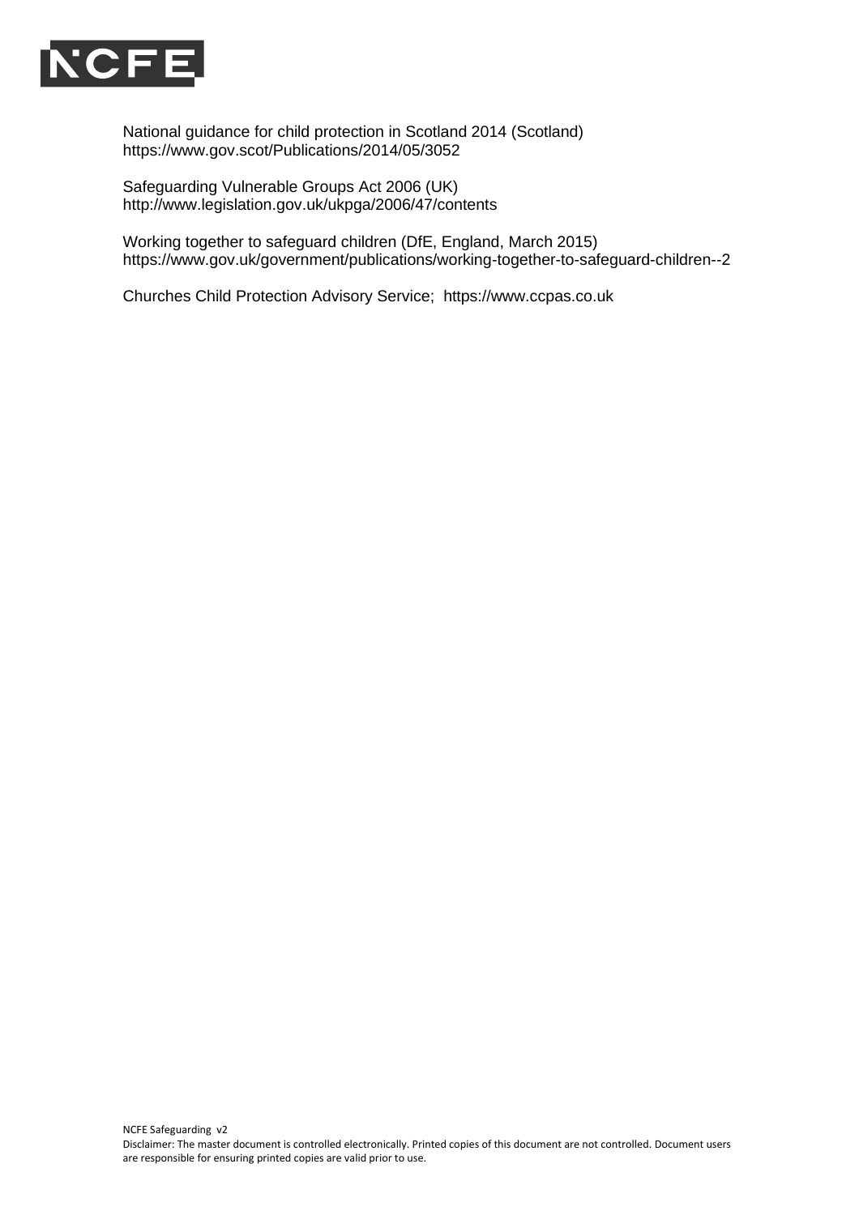National guidance for child protection in Scotland 2014 (Scotland)
https://www.gov.scot/Publications/2014/05/3052

Safeguarding Vulnerable Groups Act 2006 (UK)
http://www.legislation.gov.uk/ukpga/2006/47/contents

Working together to safeguard children (DfE, England, March 2015)
https://www.gov.uk/government/publications/working-together-to-safeguard-children--2

Churches Child Protection Advisory Service; https://www.ccpas.co.uk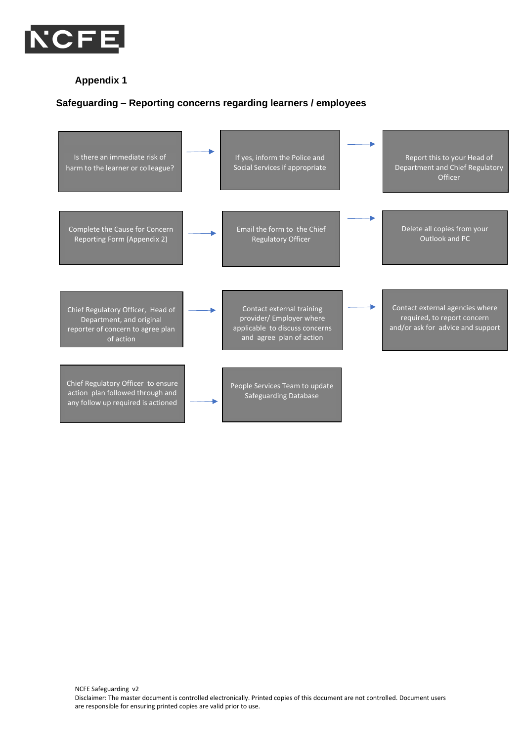## Appendix 1

### Safeguarding – Reporting concerns regarding learners / employees

Is there an immediate risk of harm to the learner or colleague? → If yes, inform the Police and Social Services if appropriate → Report this to your Head of Department and Chief Regulatory Officer

Complete the Cause for Concern Reporting Form (Appendix 2) → Email the form to the Chief Regulatory Officer → Delete all copies from your Outlook and PC

Chief Regulatory Officer, Head of Department, and original reporter of concern to agree plan of action → Contact external training provider/ Employer where applicable to discuss concerns and agree plan of action → Contact external agencies where required, to report concern and/or ask for advice and support

Chief Regulatory Officer to ensure action plan followed through and any follow up required is actioned → People Services Team to update Safeguarding Database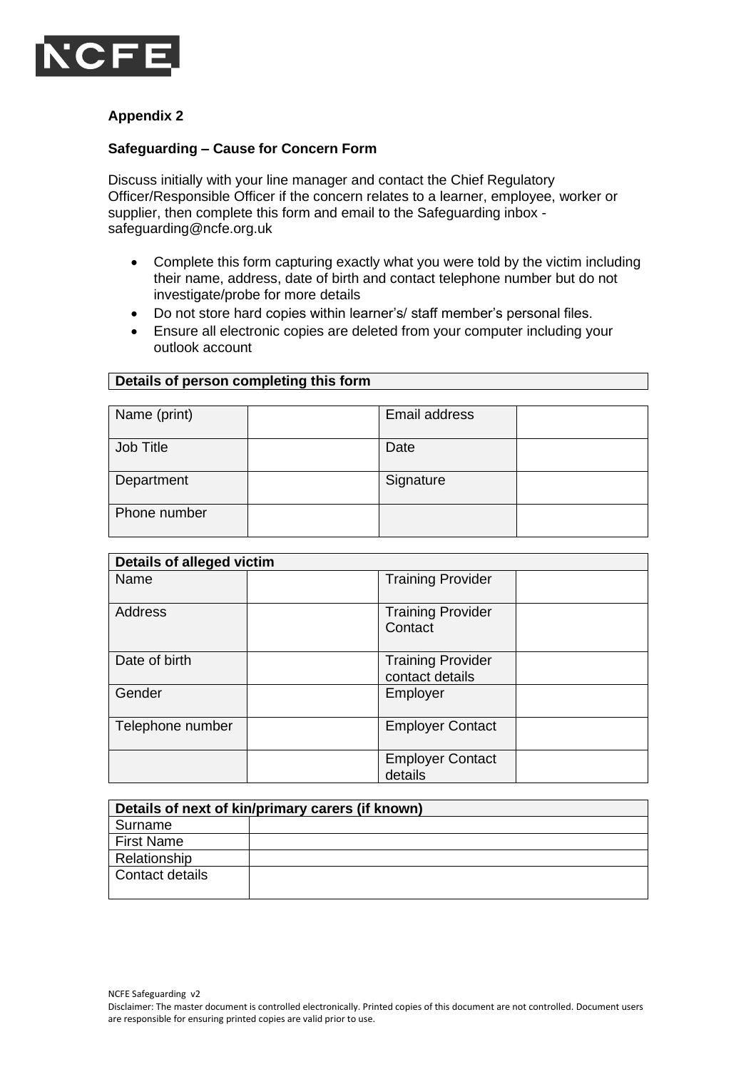**Appendix 2**

**Safeguarding – Cause for Concern Form**

Discuss initially with your line manager and contact the Chief Regulatory Officer/Responsible Officer if the concern relates to a learner, employee, worker or supplier, then complete this form and email to the Safeguarding inbox - safeguarding@ncfe.org.uk

- Complete this form capturing exactly what you were told by the victim including their name, address, date of birth and contact telephone number but do not investigate/probe for more details
- Do not store hard copies within learner's/ staff member's personal files.
- Ensure all electronic copies are deleted from your computer including your outlook account

| **Details of person completing this form** | | | |
|---|---|---|---|
| Name (print) | | Email address | |
| Job Title | | Date | |
| Department | | Signature | |
| Phone number | | | |

| **Details of alleged victim** | | | |
|---|---|---|---|
| Name | | Training Provider | |
| Address | | Training Provider Contact | |
| Date of birth | | Training Provider contact details | |
| Gender | | Employer | |
| Telephone number | | Employer Contact | |
| | | Employer Contact details | |

| **Details of next of kin/primary carers (if known)** | |
|---|---|
| Surname | |
| First Name | |
| Relationship | |
| Contact details | |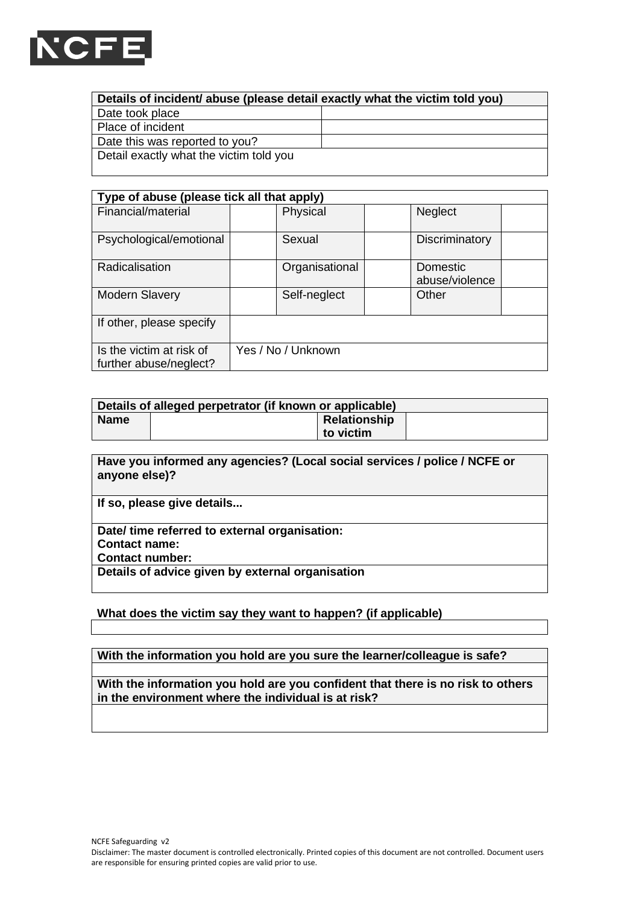| Details of incident/ abuse (please detail exactly what the victim told you) | |
|---|---|
| Date took place | |
| Place of incident | |
| Date this was reported to you? | |
| Detail exactly what the victim told you | |

| Type of abuse (please tick all that apply) | | | | | |
|---|---|---|---|---|---|
| Financial/material | | Physical | | Neglect | |
| Psychological/emotional | | Sexual | | Discriminatory | |
| Radicalisation | | Organisational | | Domestic abuse/violence | |
| Modern Slavery | | Self-neglect | | Other | |
| If other, please specify | | | | | |
| Is the victim at risk of further abuse/neglect? | Yes / No / Unknown | | | | |

| Details of alleged perpetrator (if known or applicable) | | | |
|---|---|---|---|
| **Name** | | **Relationship to victim** | |

| **Have you informed any agencies? (Local social services / police / NCFE or anyone else)?** |
|---|
| **If so, please give details...** |
| **Date/ time referred to external organisation:**<br>**Contact name:**<br>**Contact number:** |
| **Details of advice given by external organisation** |

| **What does the victim say they want to happen? (if applicable)** |
|---|
| |

| **With the information you hold are you sure the learner/colleague is safe?** |
|---|
| |
| **With the information you hold are you confident that there is no risk to others in the environment where the individual is at risk?** |
| |

NCFE Safeguarding v2

Disclaimer: The master document is controlled electronically. Printed copies of this document are not controlled. Document users are responsible for ensuring printed copies are valid prior to use.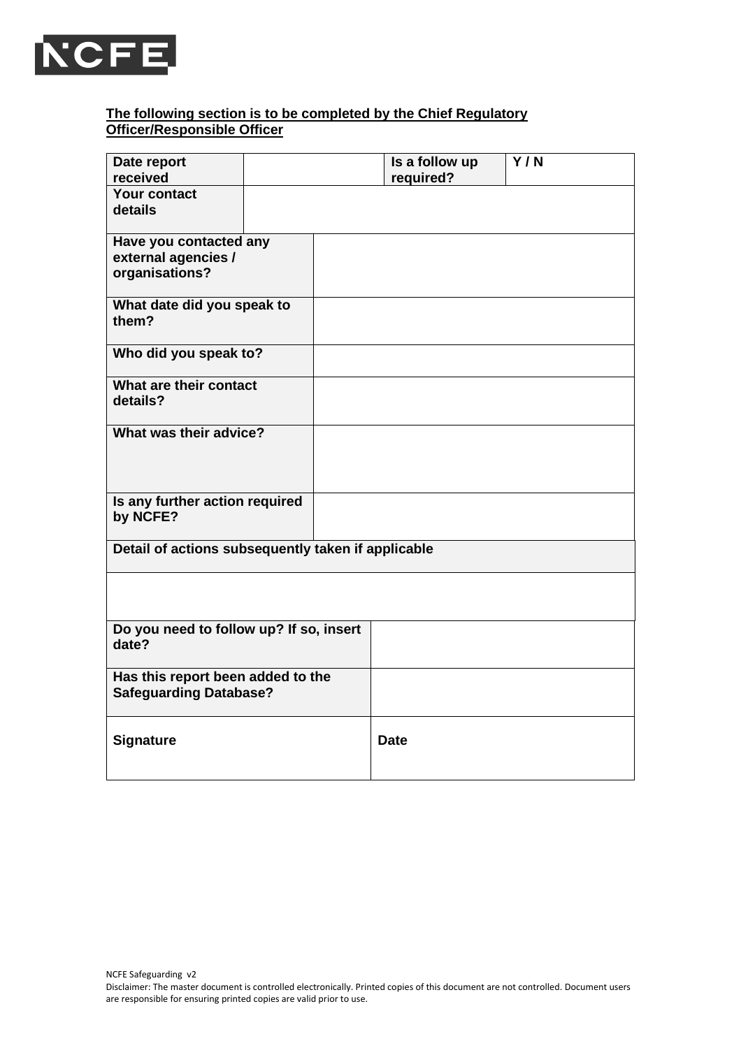**<u>The following section is to be completed by the Chief Regulatory Officer/Responsible Officer</u>**

| **Date report received** | | **Is a follow up required?** | **Y / N** |
|---|---|---|---|
| **Your contact details** | | | |
| **Have you contacted any external agencies / organisations?** | | | |
| **What date did you speak to them?** | | | |
| **Who did you speak to?** | | | |
| **What are their contact details?** | | | |
| **What was their advice?** | | | |
| **Is any further action required by NCFE?** | | | |
| **Detail of actions subsequently taken if applicable** | | | |
| | | | |
| **Do you need to follow up? If so, insert date?** | | | |
| **Has this report been added to the Safeguarding Database?** | | | |
| **Signature** | | **Date** | |

NCFE Safeguarding v2

Disclaimer: The master document is controlled electronically. Printed copies of this document are not controlled. Document users are responsible for ensuring printed copies are valid prior to use.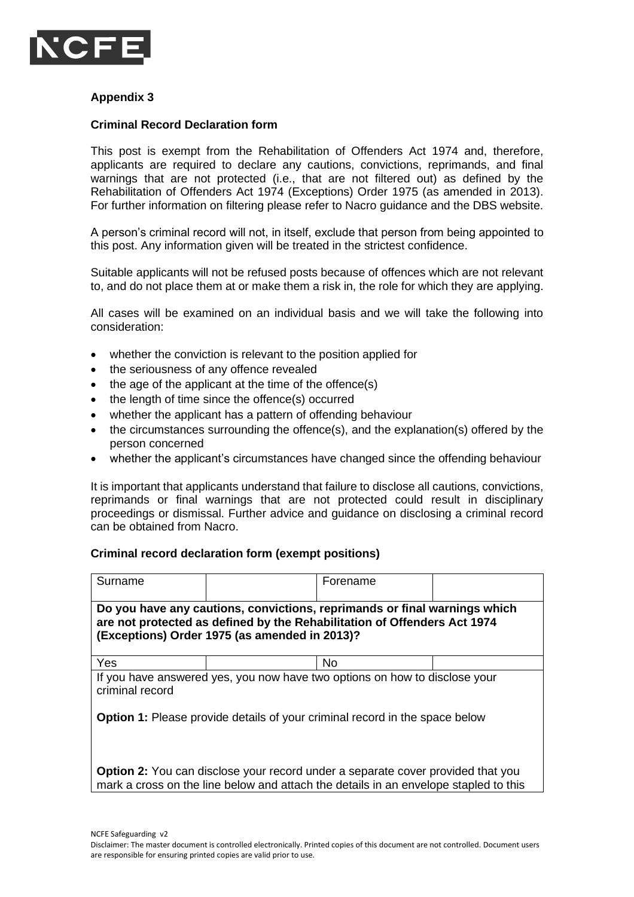### Appendix 3

### Criminal Record Declaration form

This post is exempt from the Rehabilitation of Offenders Act 1974 and, therefore, applicants are required to declare any cautions, convictions, reprimands, and final warnings that are not protected (i.e., that are not filtered out) as defined by the Rehabilitation of Offenders Act 1974 (Exceptions) Order 1975 (as amended in 2013). For further information on filtering please refer to Nacro guidance and the DBS website.

A person's criminal record will not, in itself, exclude that person from being appointed to this post. Any information given will be treated in the strictest confidence.

Suitable applicants will not be refused posts because of offences which are not relevant to, and do not place them at or make them a risk in, the role for which they are applying.

All cases will be examined on an individual basis and we will take the following into consideration:

- whether the conviction is relevant to the position applied for
- the seriousness of any offence revealed
- the age of the applicant at the time of the offence(s)
- the length of time since the offence(s) occurred
- whether the applicant has a pattern of offending behaviour
- the circumstances surrounding the offence(s), and the explanation(s) offered by the person concerned
- whether the applicant's circumstances have changed since the offending behaviour

It is important that applicants understand that failure to disclose all cautions, convictions, reprimands or final warnings that are not protected could result in disciplinary proceedings or dismissal. Further advice and guidance on disclosing a criminal record can be obtained from Nacro.

### Criminal record declaration form (exempt positions)

| Surname | | Forename | |
|---|---|---|---|
| **Do you have any cautions, convictions, reprimands or final warnings which are not protected as defined by the Rehabilitation of Offenders Act 1974 (Exceptions) Order 1975 (as amended in 2013)?** | | | |
| Yes | | No | |
| If you have answered yes, you now have two options on how to disclose your criminal record<br><br>**Option 1:** Please provide details of your criminal record in the space below<br><br><br>**Option 2:** You can disclose your record under a separate cover provided that you mark a cross on the line below and attach the details in an envelope stapled to this | | | |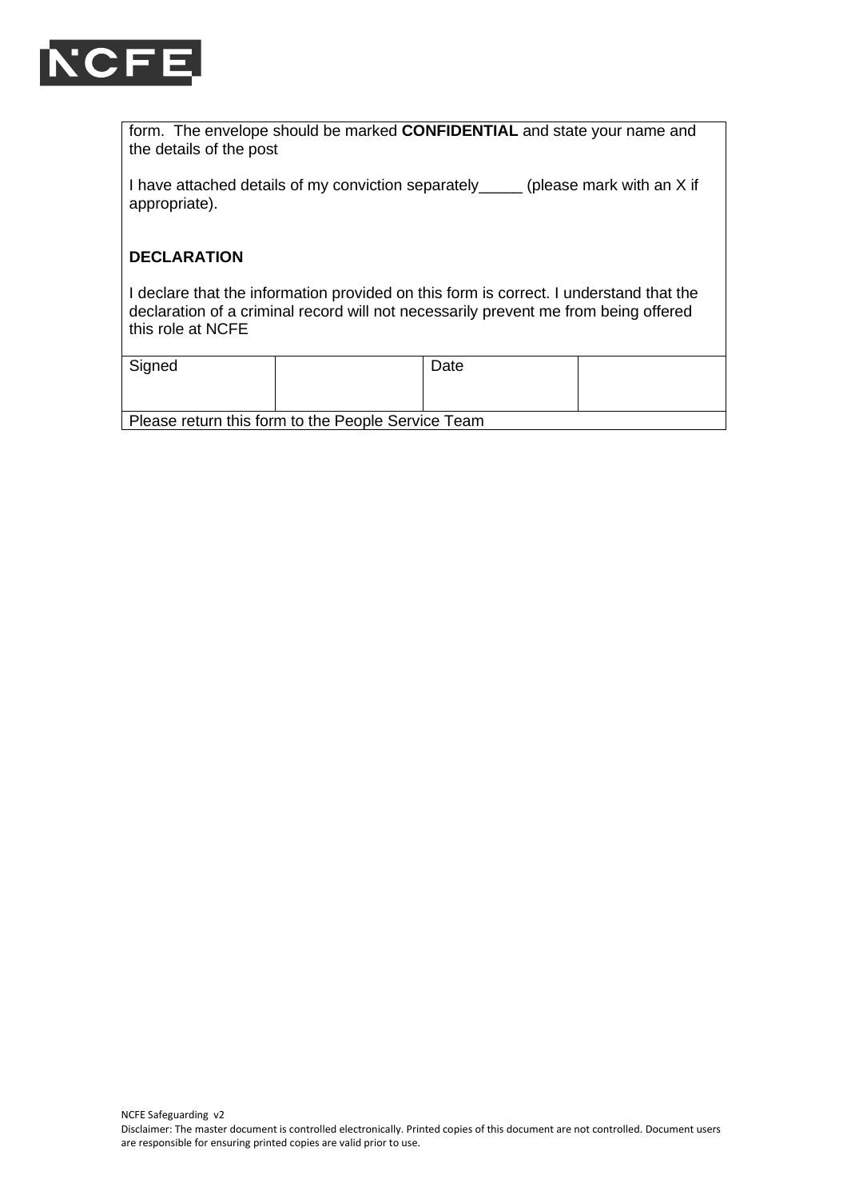form. The envelope should be marked **CONFIDENTIAL** and state your name and the details of the post

I have attached details of my conviction separately_____ (please mark with an X if appropriate).

**DECLARATION**

I declare that the information provided on this form is correct. I understand that the declaration of a criminal record will not necessarily prevent me from being offered this role at NCFE

| Signed | | Date | |
|---|---|---|---|

Please return this form to the People Service Team

NCFE Safeguarding v2

Disclaimer: The master document is controlled electronically. Printed copies of this document are not controlled. Document users are responsible for ensuring printed copies are valid prior to use.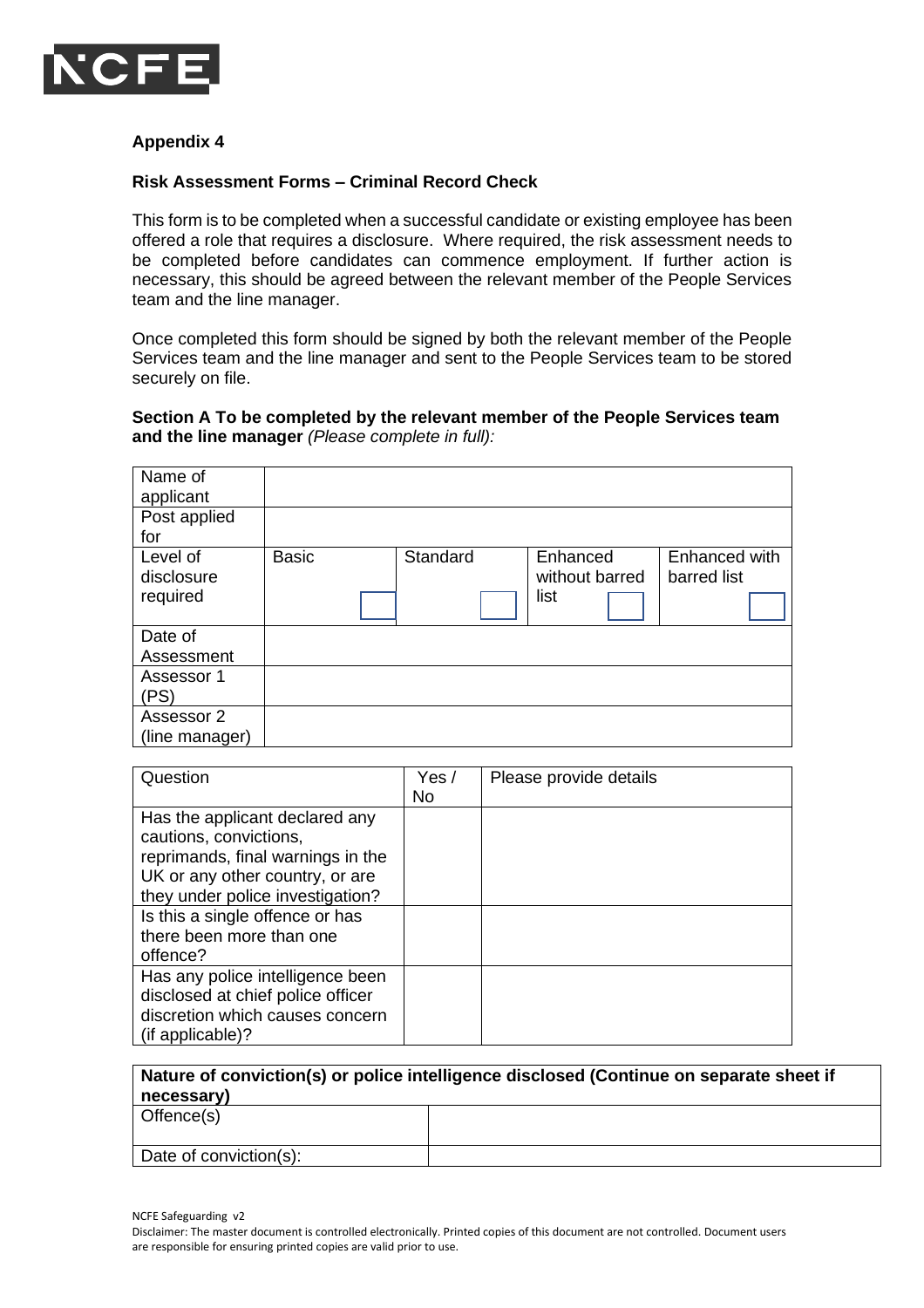**Appendix 4**

**Risk Assessment Forms – Criminal Record Check**

This form is to be completed when a successful candidate or existing employee has been offered a role that requires a disclosure. Where required, the risk assessment needs to be completed before candidates can commence employment. If further action is necessary, this should be agreed between the relevant member of the People Services team and the line manager.

Once completed this form should be signed by both the relevant member of the People Services team and the line manager and sent to the People Services team to be stored securely on file.

**Section A To be completed by the relevant member of the People Services team and the line manager** *(Please complete in full):*

| Name of applicant | | | | |
|---|---|---|---|---|
| Post applied for | | | | |
| Level of disclosure required | Basic ☐ | Standard ☐ | Enhanced without barred list ☐ | Enhanced with barred list ☐ |
| Date of Assessment | | | | |
| Assessor 1 (PS) | | | | |
| Assessor 2 (line manager) | | | | |

| Question | Yes / No | Please provide details |
|---|---|---|
| Has the applicant declared any cautions, convictions, reprimands, final warnings in the UK or any other country, or are they under police investigation? | | |
| Is this a single offence or has there been more than one offence? | | |
| Has any police intelligence been disclosed at chief police officer discretion which causes concern (if applicable)? | | |

| **Nature of conviction(s) or police intelligence disclosed (Continue on separate sheet if necessary)** | |
|---|---|
| Offence(s) | |
| Date of conviction(s): | |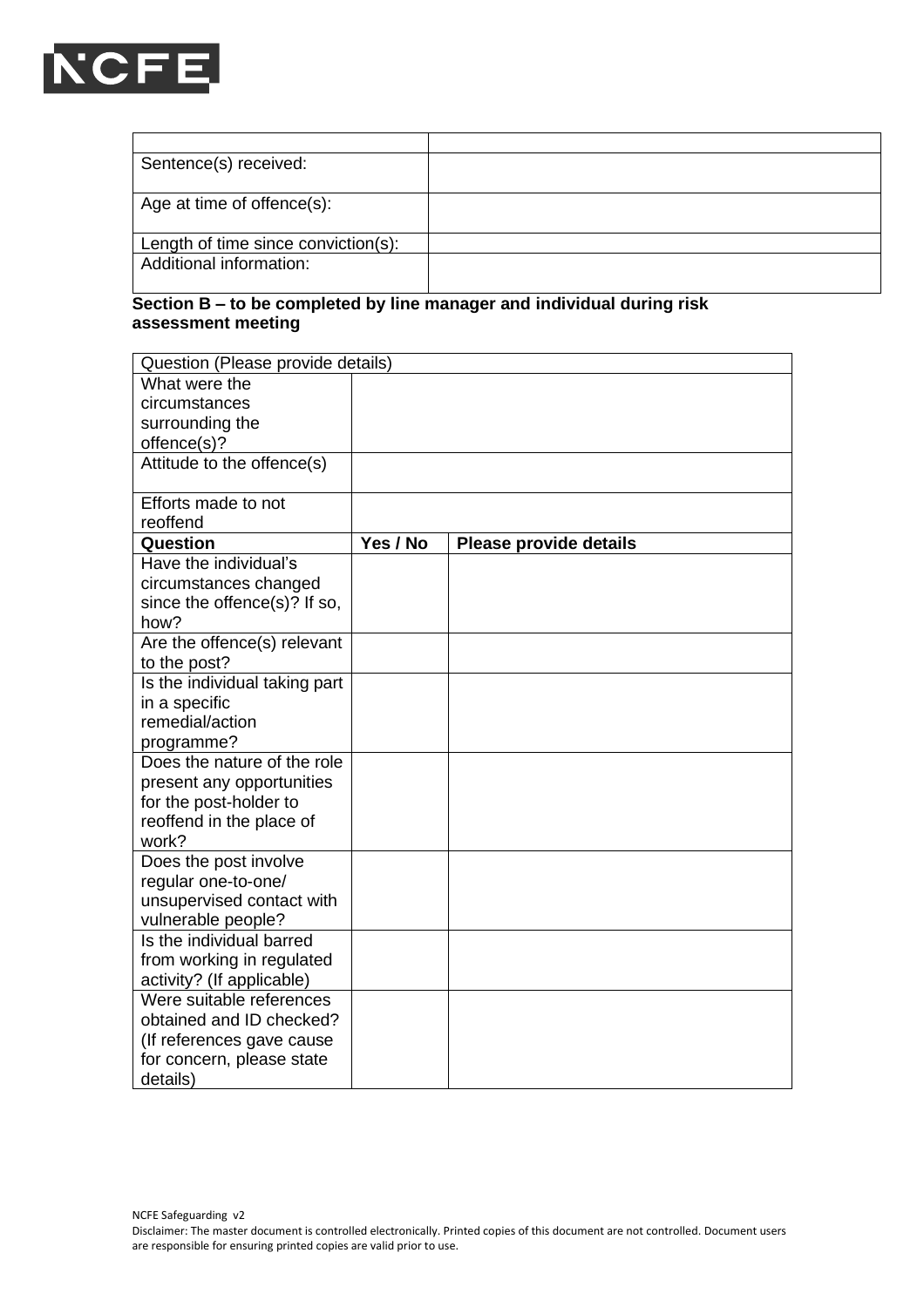| | |
|---|---|
| Sentence(s) received: | |
| Age at time of offence(s): | |
| Length of time since conviction(s): | |
| Additional information: | |

**Section B – to be completed by line manager and individual during risk assessment meeting**

| Question (Please provide details) | | |
|---|---|---|
| What were the circumstances surrounding the offence(s)? | | |
| Attitude to the offence(s) | | |
| Efforts made to not reoffend | | |
| **Question** | **Yes / No** | **Please provide details** |
| Have the individual's circumstances changed since the offence(s)? If so, how? | | |
| Are the offence(s) relevant to the post? | | |
| Is the individual taking part in a specific remedial/action programme? | | |
| Does the nature of the role present any opportunities for the post-holder to reoffend in the place of work? | | |
| Does the post involve regular one-to-one/ unsupervised contact with vulnerable people? | | |
| Is the individual barred from working in regulated activity? (If applicable) | | |
| Were suitable references obtained and ID checked? (If references gave cause for concern, please state details) | | |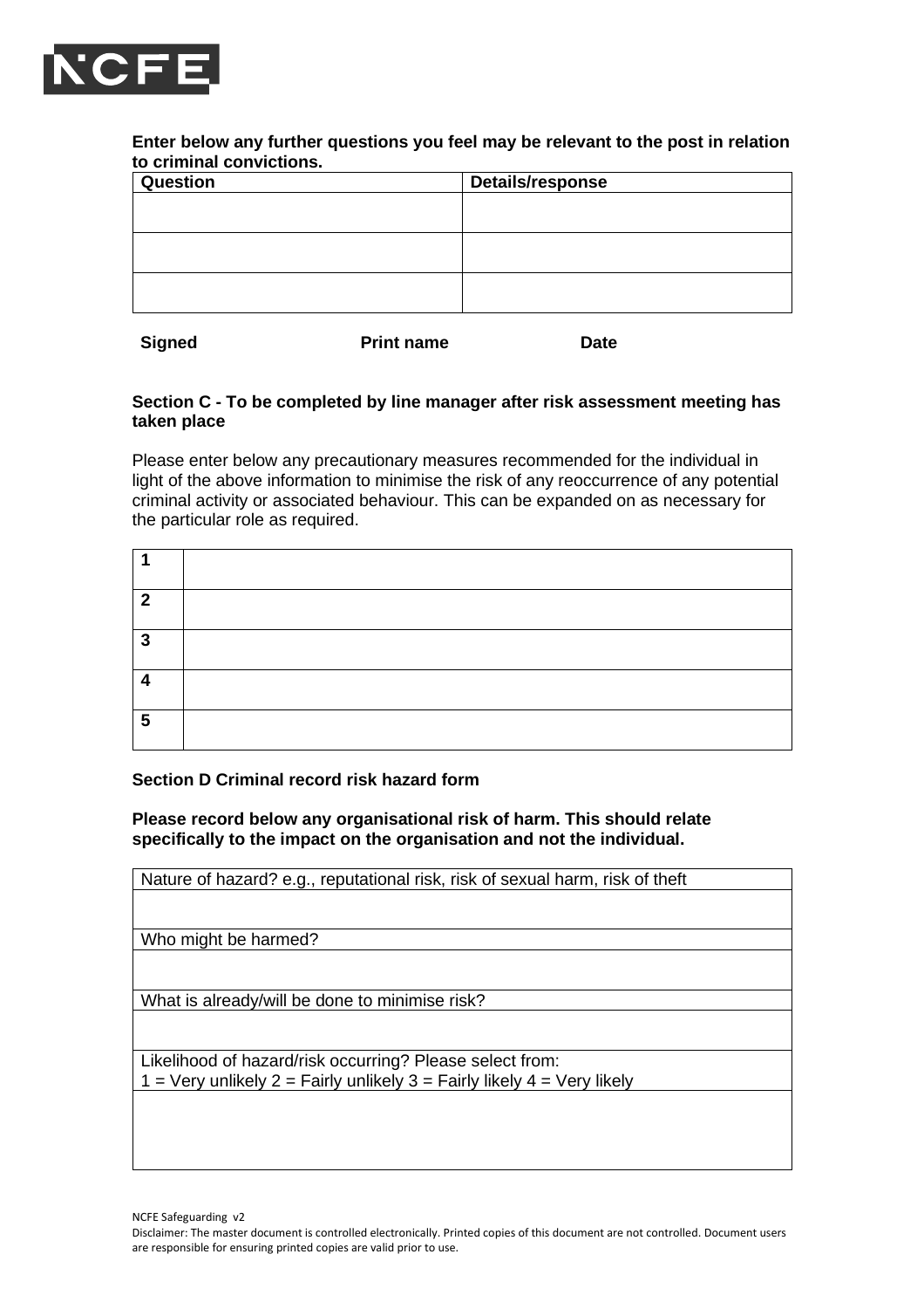**Enter below any further questions you feel may be relevant to the post in relation to criminal convictions.**

| Question | Details/response |
|---|---|
| | |
| | |
| | |

**Signed** **Print name** **Date**

**Section C - To be completed by line manager after risk assessment meeting has taken place**

Please enter below any precautionary measures recommended for the individual in light of the above information to minimise the risk of any reoccurrence of any potential criminal activity or associated behaviour. This can be expanded on as necessary for the particular role as required.

| | |
|---|---|
| **1** | |
| **2** | |
| **3** | |
| **4** | |
| **5** | |

**Section D Criminal record risk hazard form**

**Please record below any organisational risk of harm. This should relate specifically to the impact on the organisation and not the individual.**

| Nature of hazard? e.g., reputational risk, risk of sexual harm, risk of theft |
|---|
| |
| Who might be harmed? |
| |
| What is already/will be done to minimise risk? |
| |
| Likelihood of hazard/risk occurring? Please select from: 1 = Very unlikely 2 = Fairly unlikely 3 = Fairly likely 4 = Very likely |
| |

NCFE Safeguarding v2

Disclaimer: The master document is controlled electronically. Printed copies of this document are not controlled. Document users are responsible for ensuring printed copies are valid prior to use.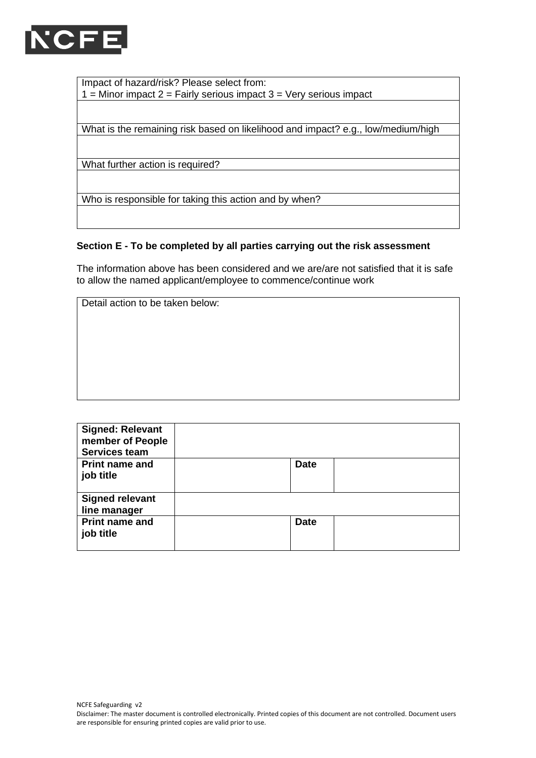| |
|---|
| Impact of hazard/risk? Please select from:<br>1 = Minor impact 2 = Fairly serious impact 3 = Very serious impact |
| |
| What is the remaining risk based on likelihood and impact? e.g., low/medium/high |
| |
| What further action is required? |
| |
| Who is responsible for taking this action and by when? |
| |

**Section E - To be completed by all parties carrying out the risk assessment**

The information above has been considered and we are/are not satisfied that it is safe to allow the named applicant/employee to commence/continue work

| |
|---|
| Detail action to be taken below: |

| | | | |
|---|---|---|---|
| **Signed: Relevant member of People Services team** | | | |
| **Print name and job title** | | **Date** | |
| **Signed relevant line manager** | | | |
| **Print name and job title** | | **Date** | |